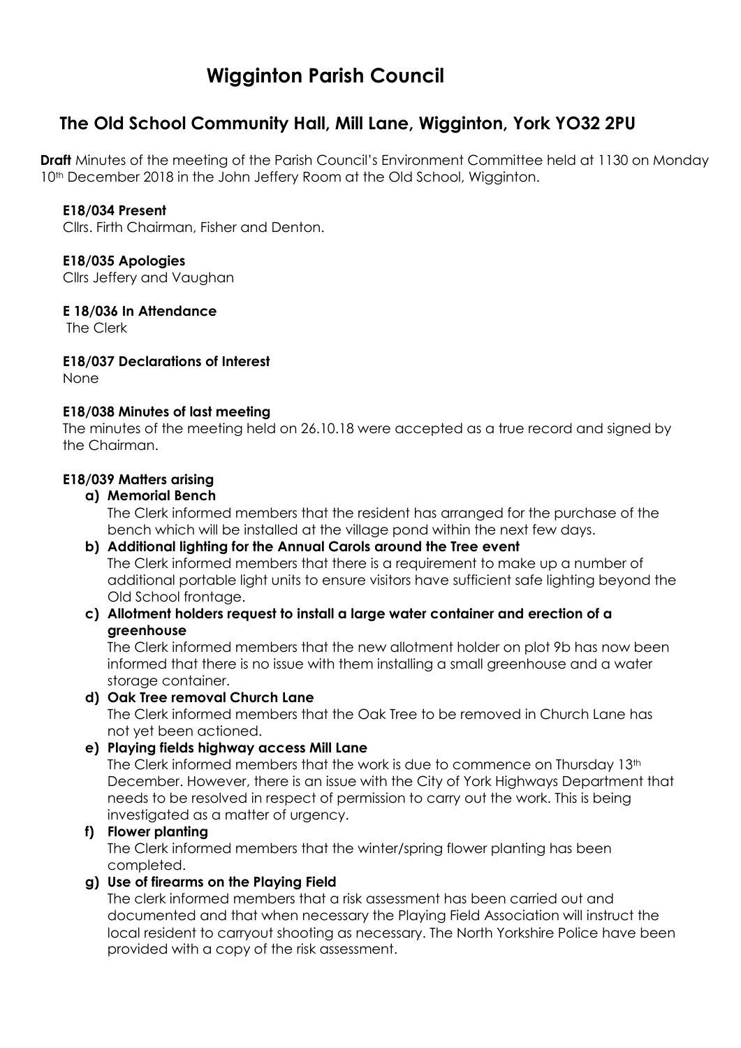# Wigginton Parish Council

## The Old School Community Hall, Mill Lane, Wigginton, York YO32 2PU

**Draft** Minutes of the meeting of the Parish Council's Environment Committee held at 1130 on Monday 10th December 2018 in the John Jeffery Room at the Old School, Wigginton.

**E18/034 Present**
Cllrs. Firth Chairman, Fisher and Denton.

**E18/035 Apologies**
Cllrs Jeffery and Vaughan

**E 18/036 In Attendance**
The Clerk

**E18/037 Declarations of Interest**
None

**E18/038 Minutes of last meeting**
The minutes of the meeting held on 26.10.18 were accepted as a true record and signed by the Chairman.

**E18/039 Matters arising**

**a) Memorial Bench**
The Clerk informed members that the resident has arranged for the purchase of the bench which will be installed at the village pond within the next few days.

**b) Additional lighting for the Annual Carols around the Tree event**
The Clerk informed members that there is a requirement to make up a number of additional portable light units to ensure visitors have sufficient safe lighting beyond the Old School frontage.

**c) Allotment holders request to install a large water container and erection of a greenhouse**
The Clerk informed members that the new allotment holder on plot 9b has now been informed that there is no issue with them installing a small greenhouse and a water storage container.

**d) Oak Tree removal Church Lane**
The Clerk informed members that the Oak Tree to be removed in Church Lane has not yet been actioned.

**e) Playing fields highway access Mill Lane**
The Clerk informed members that the work is due to commence on Thursday 13th December. However, there is an issue with the City of York Highways Department that needs to be resolved in respect of permission to carry out the work. This is being investigated as a matter of urgency.

**f) Flower planting**
The Clerk informed members that the winter/spring flower planting has been completed.

**g) Use of firearms on the Playing Field**
The clerk informed members that a risk assessment has been carried out and documented and that when necessary the Playing Field Association will instruct the local resident to carryout shooting as necessary. The North Yorkshire Police have been provided with a copy of the risk assessment.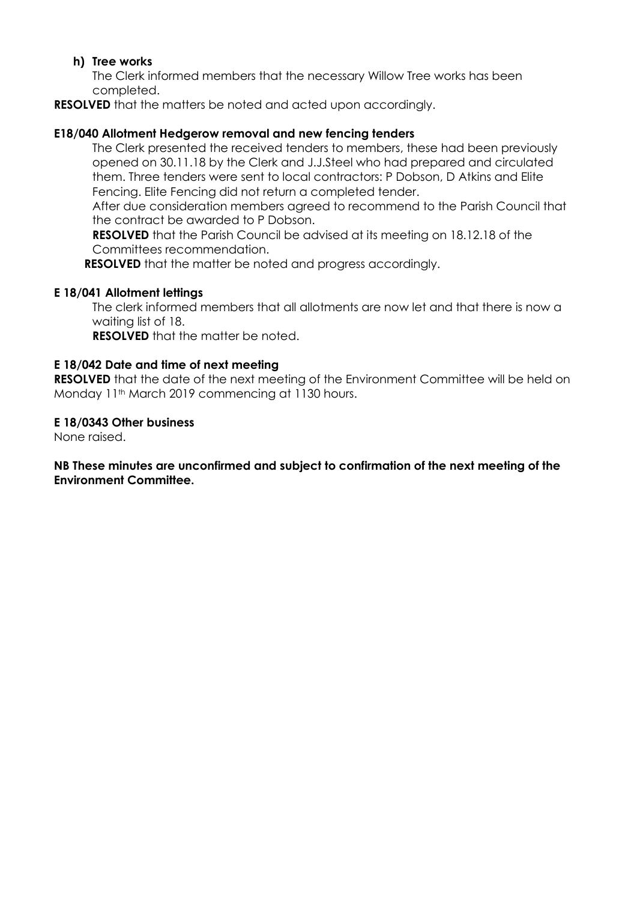**h) Tree works**

The Clerk informed members that the necessary Willow Tree works has been completed.

**RESOLVED** that the matters be noted and acted upon accordingly.

**E18/040 Allotment Hedgerow removal and new fencing tenders**

The Clerk presented the received tenders to members, these had been previously opened on 30.11.18 by the Clerk and J.J.Steel who had prepared and circulated them. Three tenders were sent to local contractors: P Dobson, D Atkins and Elite Fencing. Elite Fencing did not return a completed tender.

After due consideration members agreed to recommend to the Parish Council that the contract be awarded to P Dobson.

**RESOLVED** that the Parish Council be advised at its meeting on 18.12.18 of the Committees recommendation.

**RESOLVED** that the matter be noted and progress accordingly.

**E 18/041 Allotment lettings**

The clerk informed members that all allotments are now let and that there is now a waiting list of 18.

**RESOLVED** that the matter be noted.

**E 18/042 Date and time of next meeting**

**RESOLVED** that the date of the next meeting of the Environment Committee will be held on Monday 11th March 2019 commencing at 1130 hours.

**E 18/0343 Other business**

None raised.

**NB These minutes are unconfirmed and subject to confirmation of the next meeting of the Environment Committee.**